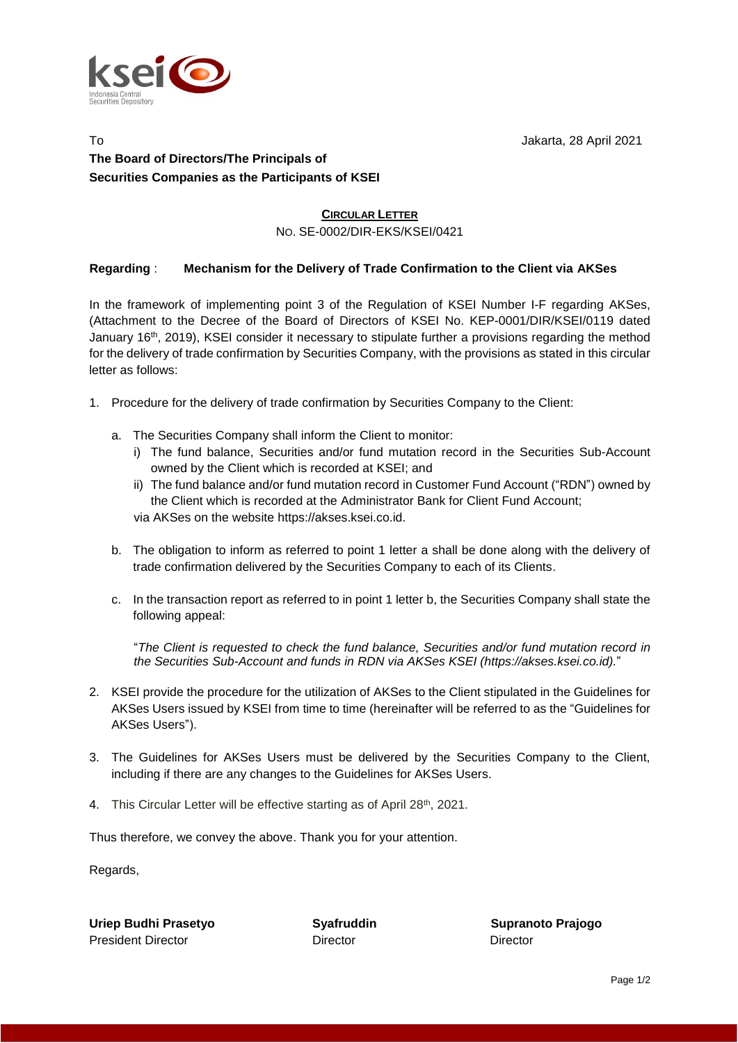To

Jakarta, 28 April 2021

**The Board of Directors/The Principals of**
**Securities Companies as the Participants of KSEI**

**CIRCULAR LETTER**

NO. SE-0002/DIR-EKS/KSEI/0421

**Regarding** : **Mechanism for the Delivery of Trade Confirmation to the Client via AKSes**

In the framework of implementing point 3 of the Regulation of KSEI Number I-F regarding AKSes, (Attachment to the Decree of the Board of Directors of KSEI No. KEP-0001/DIR/KSEI/0119 dated January 16th, 2019), KSEI consider it necessary to stipulate further a provisions regarding the method for the delivery of trade confirmation by Securities Company, with the provisions as stated in this circular letter as follows:

1. Procedure for the delivery of trade confirmation by Securities Company to the Client:

   a. The Securities Company shall inform the Client to monitor:
      i) The fund balance, Securities and/or fund mutation record in the Securities Sub-Account owned by the Client which is recorded at KSEI; and
      ii) The fund balance and/or fund mutation record in Customer Fund Account ("RDN") owned by the Client which is recorded at the Administrator Bank for Client Fund Account;

      via AKSes on the website https://akses.ksei.co.id.

   b. The obligation to inform as referred to point 1 letter a shall be done along with the delivery of trade confirmation delivered by the Securities Company to each of its Clients.

   c. In the transaction report as referred to in point 1 letter b, the Securities Company shall state the following appeal:

      "*The Client is requested to check the fund balance, Securities and/or fund mutation record in the Securities Sub-Account and funds in RDN via AKSes KSEI (https://akses.ksei.co.id).*"

2. KSEI provide the procedure for the utilization of AKSes to the Client stipulated in the Guidelines for AKSes Users issued by KSEI from time to time (hereinafter will be referred to as the "Guidelines for AKSes Users").

3. The Guidelines for AKSes Users must be delivered by the Securities Company to the Client, including if there are any changes to the Guidelines for AKSes Users.

4. This Circular Letter will be effective starting as of April 28th, 2021.

Thus therefore, we convey the above. Thank you for your attention.

Regards,

| **Uriep Budhi Prasetyo** | **Syafruddin** | **Supranoto Prajogo** |
|---|---|---|
| President Director | Director | Director |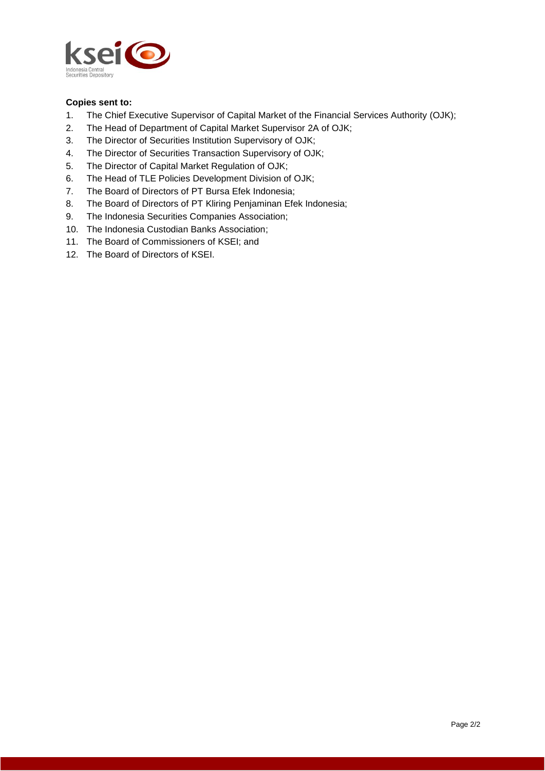**Copies sent to:**

1. The Chief Executive Supervisor of Capital Market of the Financial Services Authority (OJK);
2. The Head of Department of Capital Market Supervisor 2A of OJK;
3. The Director of Securities Institution Supervisory of OJK;
4. The Director of Securities Transaction Supervisory of OJK;
5. The Director of Capital Market Regulation of OJK;
6. The Head of TLE Policies Development Division of OJK;
7. The Board of Directors of PT Bursa Efek Indonesia;
8. The Board of Directors of PT Kliring Penjaminan Efek Indonesia;
9. The Indonesia Securities Companies Association;
10. The Indonesia Custodian Banks Association;
11. The Board of Commissioners of KSEI; and
12. The Board of Directors of KSEI.